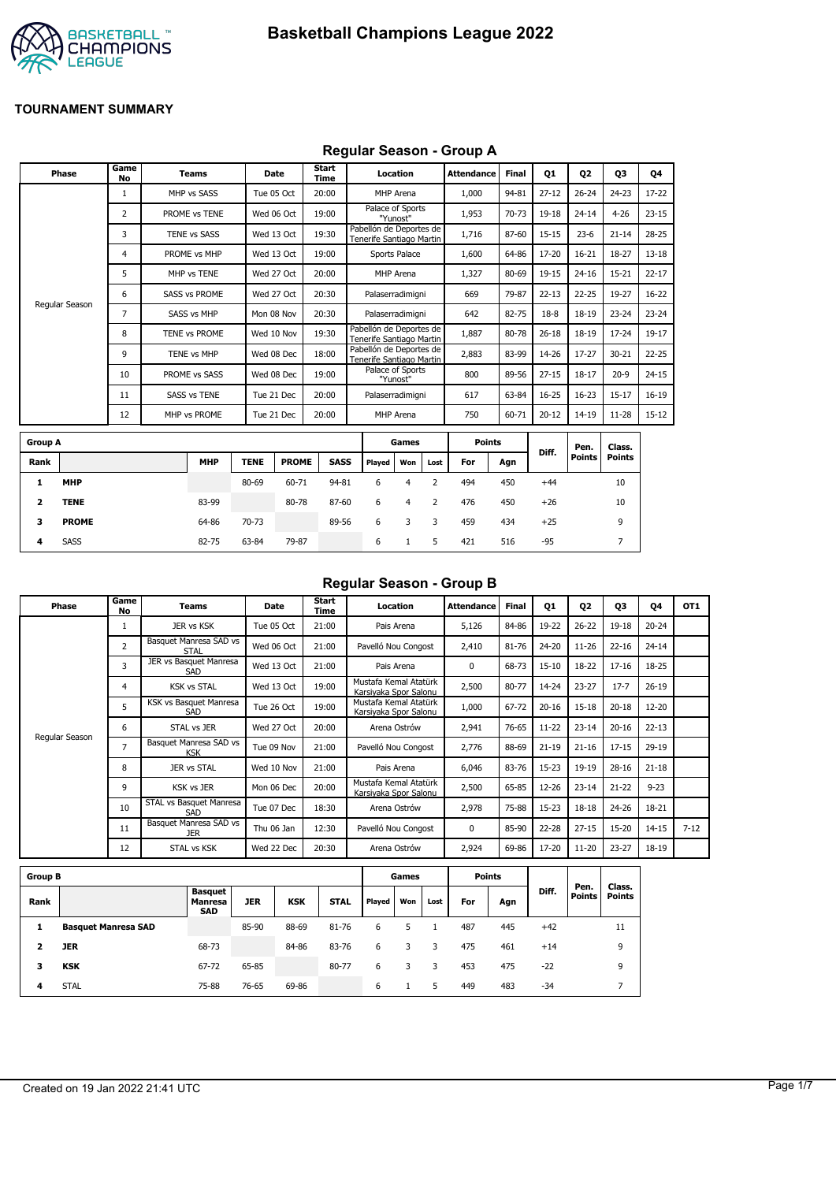# Basketball Champions League 2022

## TOURNAMENT SUMMARY

### Regular Season - Group A

| Phase | Game No | Teams | Date | Start Time | Location | Attendance | Final | Q1 | Q2 | Q3 | Q4 |
|---|---|---|---|---|---|---|---|---|---|---|---|
| Regular Season | 1 | MHP vs SASS | Tue 05 Oct | 20:00 | MHP Arena | 1,000 | 94-81 | 27-12 | 26-24 | 24-23 | 17-22 |
| | 2 | PROME vs TENE | Wed 06 Oct | 19:00 | Palace of Sports "Yunost" | 1,953 | 70-73 | 19-18 | 24-14 | 4-26 | 23-15 |
| | 3 | TENE vs SASS | Wed 13 Oct | 19:30 | Pabellón de Deportes de Tenerife Santiago Martin | 1,716 | 87-60 | 15-15 | 23-6 | 21-14 | 28-25 |
| | 4 | PROME vs MHP | Wed 13 Oct | 19:00 | Sports Palace | 1,600 | 64-86 | 17-20 | 16-21 | 18-27 | 13-18 |
| | 5 | MHP vs TENE | Wed 27 Oct | 20:00 | MHP Arena | 1,327 | 80-69 | 19-15 | 24-16 | 15-21 | 22-17 |
| | 6 | SASS vs PROME | Wed 27 Oct | 20:30 | Palaserradimigni | 669 | 79-87 | 22-13 | 22-25 | 19-27 | 16-22 |
| | 7 | SASS vs MHP | Mon 08 Nov | 20:30 | Palaserradimigni | 642 | 82-75 | 18-8 | 18-19 | 23-24 | 23-24 |
| | 8 | TENE vs PROME | Wed 10 Nov | 19:30 | Pabellón de Deportes de Tenerife Santiago Martin | 1,887 | 80-78 | 26-18 | 18-19 | 17-24 | 19-17 |
| | 9 | TENE vs MHP | Wed 08 Dec | 18:00 | Pabellón de Deportes de Tenerife Santiago Martin | 2,883 | 83-99 | 14-26 | 17-27 | 30-21 | 22-25 |
| | 10 | PROME vs SASS | Wed 08 Dec | 19:00 | Palace of Sports "Yunost" | 800 | 89-56 | 27-15 | 18-17 | 20-9 | 24-15 |
| | 11 | SASS vs TENE | Tue 21 Dec | 20:00 | Palaserradimigni | 617 | 63-84 | 16-25 | 16-23 | 15-17 | 16-19 |
| | 12 | MHP vs PROME | Tue 21 Dec | 20:00 | MHP Arena | 750 | 60-71 | 20-12 | 14-19 | 11-28 | 15-12 |

| Group A | | | | | | Games | | | Points | | Diff. | Pen. Points | Class. Points |
|---|---|---|---|---|---|---|---|---|---|---|---|---|---|
| Rank | | MHP | TENE | PROME | SASS | Played | Won | Lost | For | Agn | | | |
| 1 | **MHP** | | 80-69 | 60-71 | 94-81 | 6 | 4 | 2 | 494 | 450 | +44 | | 10 |
| 2 | **TENE** | 83-99 | | 80-78 | 87-60 | 6 | 4 | 2 | 476 | 450 | +26 | | 10 |
| 3 | **PROME** | 64-86 | 70-73 | | 89-56 | 6 | 3 | 3 | 459 | 434 | +25 | | 9 |
| 4 | SASS | 82-75 | 63-84 | 79-87 | | 6 | 1 | 5 | 421 | 516 | -95 | | 7 |

### Regular Season - Group B

| Phase | Game No | Teams | Date | Start Time | Location | Attendance | Final | Q1 | Q2 | Q3 | Q4 | OT1 |
|---|---|---|---|---|---|---|---|---|---|---|---|---|
| Regular Season | 1 | JER vs KSK | Tue 05 Oct | 21:00 | Pais Arena | 5,126 | 84-86 | 19-22 | 26-22 | 19-18 | 20-24 | |
| | 2 | Basquet Manresa SAD vs STAL | Wed 06 Oct | 21:00 | Pavelló Nou Congost | 2,410 | 81-76 | 24-20 | 11-26 | 22-16 | 24-14 | |
| | 3 | JER vs Basquet Manresa SAD | Wed 13 Oct | 21:00 | Pais Arena | 0 | 68-73 | 15-10 | 18-22 | 17-16 | 18-25 | |
| | 4 | KSK vs STAL | Wed 13 Oct | 19:00 | Mustafa Kemal Atatürk Karsiyaka Spor Salonu | 2,500 | 80-77 | 14-24 | 23-27 | 17-7 | 26-19 | |
| | 5 | KSK vs Basquet Manresa SAD | Tue 26 Oct | 19:00 | Mustafa Kemal Atatürk Karsiyaka Spor Salonu | 1,000 | 67-72 | 20-16 | 15-18 | 20-18 | 12-20 | |
| | 6 | STAL vs JER | Wed 27 Oct | 20:00 | Arena Ostrów | 2,941 | 76-65 | 11-22 | 23-14 | 20-16 | 22-13 | |
| | 7 | Basquet Manresa SAD vs KSK | Tue 09 Nov | 21:00 | Pavelló Nou Congost | 2,776 | 88-69 | 21-19 | 21-16 | 17-15 | 29-19 | |
| | 8 | JER vs STAL | Wed 10 Nov | 21:00 | Pais Arena | 6,046 | 83-76 | 15-23 | 19-19 | 28-16 | 21-18 | |
| | 9 | KSK vs JER | Mon 06 Dec | 20:00 | Mustafa Kemal Atatürk Karsiyaka Spor Salonu | 2,500 | 65-85 | 12-26 | 23-14 | 21-22 | 9-23 | |
| | 10 | STAL vs Basquet Manresa SAD | Tue 07 Dec | 18:30 | Arena Ostrów | 2,978 | 75-88 | 15-23 | 18-18 | 24-26 | 18-21 | |
| | 11 | Basquet Manresa SAD vs JER | Thu 06 Jan | 12:30 | Pavelló Nou Congost | 0 | 85-90 | 22-28 | 27-15 | 15-20 | 14-15 | 7-12 |
| | 12 | STAL vs KSK | Wed 22 Dec | 20:30 | Arena Ostrów | 2,924 | 69-86 | 17-20 | 11-20 | 23-27 | 18-19 | |

| Group B | | | | | | Games | | | Points | | Diff. | Pen. Points | Class. Points |
|---|---|---|---|---|---|---|---|---|---|---|---|---|---|
| Rank | | Basquet Manresa SAD | JER | KSK | STAL | Played | Won | Lost | For | Agn | | | |
| 1 | **Basquet Manresa SAD** | | 85-90 | 88-69 | 81-76 | 6 | 5 | 1 | 487 | 445 | +42 | | 11 |
| 2 | **JER** | 68-73 | | 84-86 | 83-76 | 6 | 3 | 3 | 475 | 461 | +14 | | 9 |
| 3 | **KSK** | 67-72 | 65-85 | | 80-77 | 6 | 3 | 3 | 453 | 475 | -22 | | 9 |
| 4 | STAL | 75-88 | 76-65 | 69-86 | | 6 | 1 | 5 | 449 | 483 | -34 | | 7 |

Created on 19 Jan 2022 21:41 UTC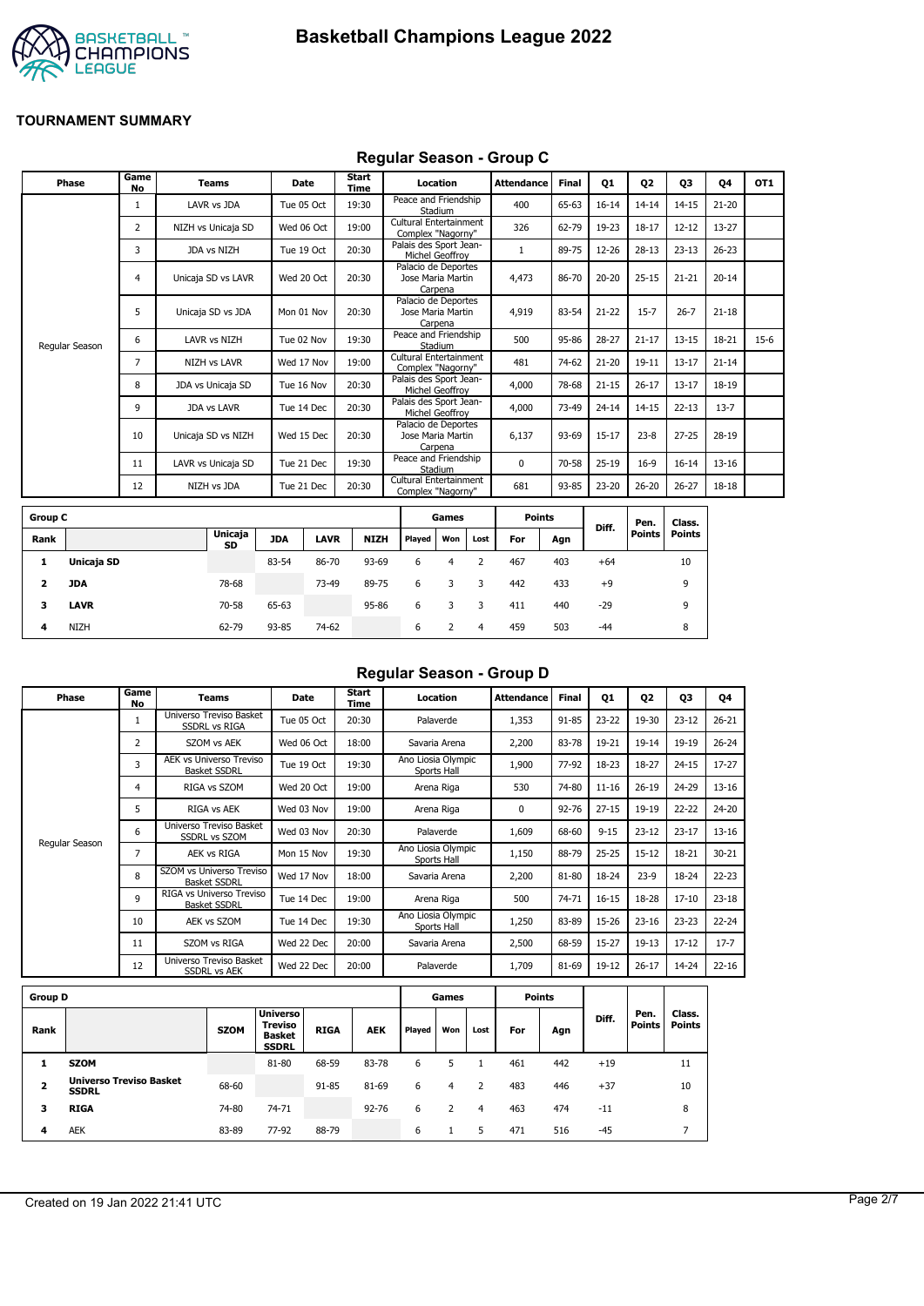# Basketball Champions League 2022

## TOURNAMENT SUMMARY

### Regular Season - Group C

| Phase | Game No | Teams | Date | Start Time | Location | Attendance | Final | Q1 | Q2 | Q3 | Q4 | OT1 |
|---|---|---|---|---|---|---|---|---|---|---|---|---|
| Regular Season | 1 | LAVR vs JDA | Tue 05 Oct | 19:30 | Peace and Friendship Stadium | 400 | 65-63 | 16-14 | 14-14 | 14-15 | 21-20 | |
| | 2 | NIZH vs Unicaja SD | Wed 06 Oct | 19:00 | Cultural Entertainment Complex "Nagorny" | 326 | 62-79 | 19-23 | 18-17 | 12-12 | 13-27 | |
| | 3 | JDA vs NIZH | Tue 19 Oct | 20:30 | Palais des Sport Jean-Michel Geoffroy | 1 | 89-75 | 12-26 | 28-13 | 23-13 | 26-23 | |
| | 4 | Unicaja SD vs LAVR | Wed 20 Oct | 20:30 | Palacio de Deportes Jose Maria Martin Carpena | 4,473 | 86-70 | 20-20 | 25-15 | 21-21 | 20-14 | |
| | 5 | Unicaja SD vs JDA | Mon 01 Nov | 20:30 | Palacio de Deportes Jose Maria Martin Carpena | 4,919 | 83-54 | 21-22 | 15-7 | 26-7 | 21-18 | |
| | 6 | LAVR vs NIZH | Tue 02 Nov | 19:30 | Peace and Friendship Stadium | 500 | 95-86 | 28-27 | 21-17 | 13-15 | 18-21 | 15-6 |
| | 7 | NIZH vs LAVR | Wed 17 Nov | 19:00 | Cultural Entertainment Complex "Nagorny" | 481 | 74-62 | 21-20 | 19-11 | 13-17 | 21-14 | |
| | 8 | JDA vs Unicaja SD | Tue 16 Nov | 20:30 | Palais des Sport Jean-Michel Geoffroy | 4,000 | 78-68 | 21-15 | 26-17 | 13-17 | 18-19 | |
| | 9 | JDA vs LAVR | Tue 14 Dec | 20:30 | Palais des Sport Jean-Michel Geoffroy | 4,000 | 73-49 | 24-14 | 14-15 | 22-13 | 13-7 | |
| | 10 | Unicaja SD vs NIZH | Wed 15 Dec | 20:30 | Palacio de Deportes Jose Maria Martin Carpena | 6,137 | 93-69 | 15-17 | 23-8 | 27-25 | 28-19 | |
| | 11 | LAVR vs Unicaja SD | Tue 21 Dec | 19:30 | Peace and Friendship Stadium | 0 | 70-58 | 25-19 | 16-9 | 16-14 | 13-16 | |
| | 12 | NIZH vs JDA | Tue 21 Dec | 20:30 | Cultural Entertainment Complex "Nagorny" | 681 | 93-85 | 23-20 | 26-20 | 26-27 | 18-18 | |

| Group C | | | | | | Games | | | Points | | | | |
|---|---|---|---|---|---|---|---|---|---|---|---|---|---|
| Rank | | Unicaja SD | JDA | LAVR | NIZH | Played | Won | Lost | For | Agn | Diff. | Pen. Points | Class. Points |
| 1 | **Unicaja SD** | | 83-54 | 86-70 | 93-69 | 6 | 4 | 2 | 467 | 403 | +64 | | 10 |
| 2 | **JDA** | 78-68 | | 73-49 | 89-75 | 6 | 3 | 3 | 442 | 433 | +9 | | 9 |
| 3 | **LAVR** | 70-58 | 65-63 | | 95-86 | 6 | 3 | 3 | 411 | 440 | -29 | | 9 |
| 4 | NIZH | 62-79 | 93-85 | 74-62 | | 6 | 2 | 4 | 459 | 503 | -44 | | 8 |

### Regular Season - Group D

| Phase | Game No | Teams | Date | Start Time | Location | Attendance | Final | Q1 | Q2 | Q3 | Q4 |
|---|---|---|---|---|---|---|---|---|---|---|---|
| Regular Season | 1 | Universo Treviso Basket SSDRL vs RIGA | Tue 05 Oct | 20:30 | Palaverde | 1,353 | 91-85 | 23-22 | 19-30 | 23-12 | 26-21 |
| | 2 | SZOM vs AEK | Wed 06 Oct | 18:00 | Savaria Arena | 2,200 | 83-78 | 19-21 | 19-14 | 19-19 | 26-24 |
| | 3 | AEK vs Universo Treviso Basket SSDRL | Tue 19 Oct | 19:30 | Ano Liosia Olympic Sports Hall | 1,900 | 77-92 | 18-23 | 18-27 | 24-15 | 17-27 |
| | 4 | RIGA vs SZOM | Wed 20 Oct | 19:00 | Arena Riga | 530 | 74-80 | 11-16 | 26-19 | 24-29 | 13-16 |
| | 5 | RIGA vs AEK | Wed 03 Nov | 19:00 | Arena Riga | 0 | 92-76 | 27-15 | 19-19 | 22-22 | 24-20 |
| | 6 | Universo Treviso Basket SSDRL vs SZOM | Wed 03 Nov | 20:30 | Palaverde | 1,609 | 68-60 | 9-15 | 23-12 | 23-17 | 13-16 |
| | 7 | AEK vs RIGA | Mon 15 Nov | 19:30 | Ano Liosia Olympic Sports Hall | 1,150 | 88-79 | 25-25 | 15-12 | 18-21 | 30-21 |
| | 8 | SZOM vs Universo Treviso Basket SSDRL | Wed 17 Nov | 18:00 | Savaria Arena | 2,200 | 81-80 | 18-24 | 23-9 | 18-24 | 22-23 |
| | 9 | RIGA vs Universo Treviso Basket SSDRL | Tue 14 Dec | 19:00 | Arena Riga | 500 | 74-71 | 16-15 | 18-28 | 17-10 | 23-18 |
| | 10 | AEK vs SZOM | Tue 14 Dec | 19:30 | Ano Liosia Olympic Sports Hall | 1,250 | 83-89 | 15-26 | 23-16 | 23-23 | 22-24 |
| | 11 | SZOM vs RIGA | Wed 22 Dec | 20:00 | Savaria Arena | 2,500 | 68-59 | 15-27 | 19-13 | 17-12 | 17-7 |
| | 12 | Universo Treviso Basket SSDRL vs AEK | Wed 22 Dec | 20:00 | Palaverde | 1,709 | 81-69 | 19-12 | 26-17 | 14-24 | 22-16 |

| Group D | | | | | | Games | | | Points | | | | |
|---|---|---|---|---|---|---|---|---|---|---|---|---|---|
| Rank | | SZOM | Universo Treviso Basket SSDRL | RIGA | AEK | Played | Won | Lost | For | Agn | Diff. | Pen. Points | Class. Points |
| 1 | **SZOM** | | 81-80 | 68-59 | 83-78 | 6 | 5 | 1 | 461 | 442 | +19 | | 11 |
| 2 | **Universo Treviso Basket SSDRL** | 68-60 | | 91-85 | 81-69 | 6 | 4 | 2 | 483 | 446 | +37 | | 10 |
| 3 | **RIGA** | 74-80 | 74-71 | | 92-76 | 6 | 2 | 4 | 463 | 474 | -11 | | 8 |
| 4 | AEK | 83-89 | 77-92 | 88-79 | | 6 | 1 | 5 | 471 | 516 | -45 | | 7 |

Created on 19 Jan 2022 21:41 UTC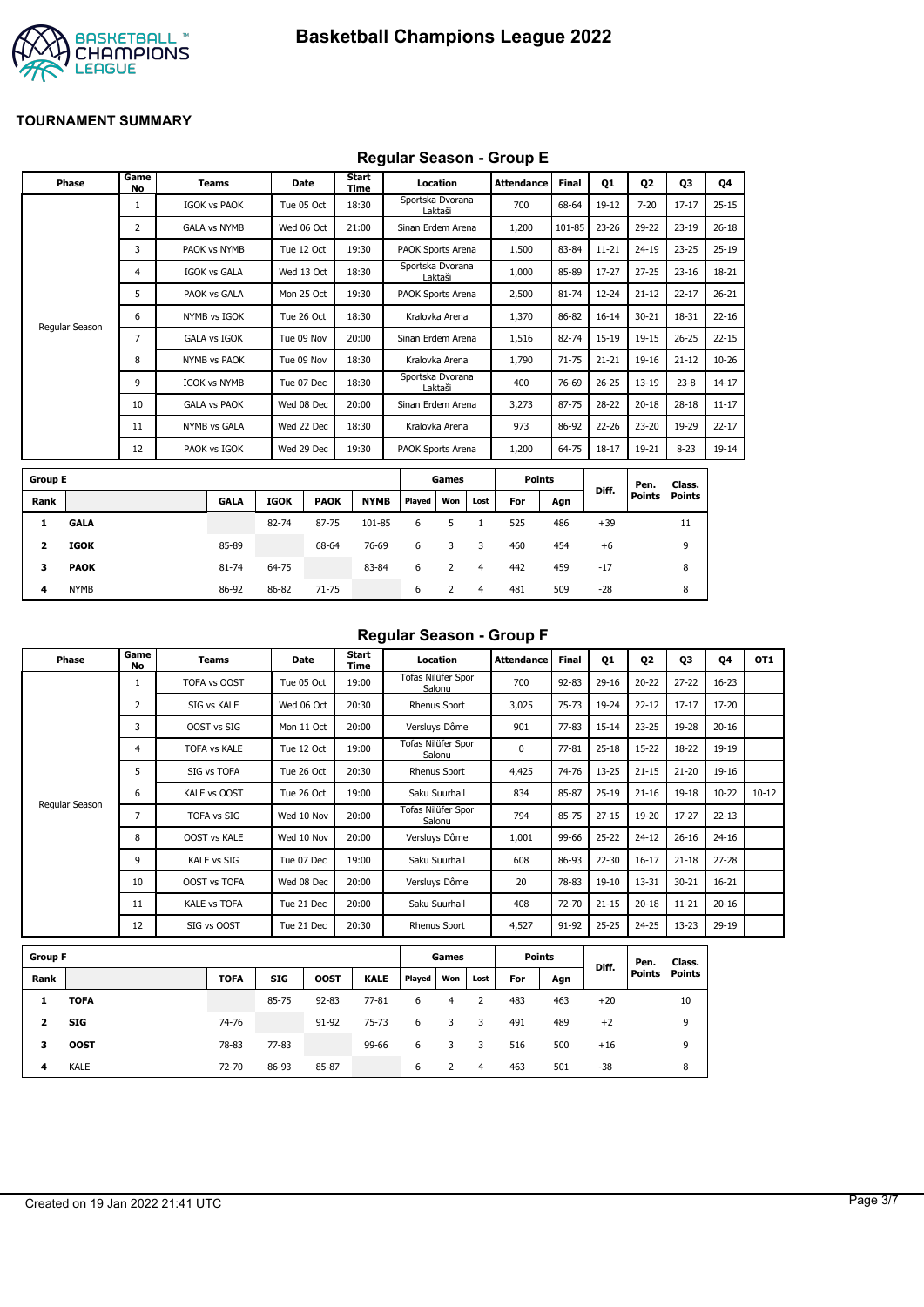# Basketball Champions League 2022

**TOURNAMENT SUMMARY**

## Regular Season - Group E

| Phase | Game No | Teams | Date | Start Time | Location | Attendance | Final | Q1 | Q2 | Q3 | Q4 |
|---|---|---|---|---|---|---|---|---|---|---|---|
| Regular Season | 1 | IGOK vs PAOK | Tue 05 Oct | 18:30 | Sportska Dvorana Laktaši | 700 | 68-64 | 19-12 | 7-20 | 17-17 | 25-15 |
| | 2 | GALA vs NYMB | Wed 06 Oct | 21:00 | Sinan Erdem Arena | 1,200 | 101-85 | 23-26 | 29-22 | 23-19 | 26-18 |
| | 3 | PAOK vs NYMB | Tue 12 Oct | 19:30 | PAOK Sports Arena | 1,500 | 83-84 | 11-21 | 24-19 | 23-25 | 25-19 |
| | 4 | IGOK vs GALA | Wed 13 Oct | 18:30 | Sportska Dvorana Laktaši | 1,000 | 85-89 | 17-27 | 27-25 | 23-16 | 18-21 |
| | 5 | PAOK vs GALA | Mon 25 Oct | 19:30 | PAOK Sports Arena | 2,500 | 81-74 | 12-24 | 21-12 | 22-17 | 26-21 |
| | 6 | NYMB vs IGOK | Tue 26 Oct | 18:30 | Kralovka Arena | 1,370 | 86-82 | 16-14 | 30-21 | 18-31 | 22-16 |
| | 7 | GALA vs IGOK | Tue 09 Nov | 20:00 | Sinan Erdem Arena | 1,516 | 82-74 | 15-19 | 19-15 | 26-25 | 22-15 |
| | 8 | NYMB vs PAOK | Tue 09 Nov | 18:30 | Kralovka Arena | 1,790 | 71-75 | 21-21 | 19-16 | 21-12 | 10-26 |
| | 9 | IGOK vs NYMB | Tue 07 Dec | 18:30 | Sportska Dvorana Laktaši | 400 | 76-69 | 26-25 | 13-19 | 23-8 | 14-17 |
| | 10 | GALA vs PAOK | Wed 08 Dec | 20:00 | Sinan Erdem Arena | 3,273 | 87-75 | 28-22 | 20-18 | 28-18 | 11-17 |
| | 11 | NYMB vs GALA | Wed 22 Dec | 18:30 | Kralovka Arena | 973 | 86-92 | 22-26 | 23-20 | 19-29 | 22-17 |
| | 12 | PAOK vs IGOK | Wed 29 Dec | 19:30 | PAOK Sports Arena | 1,200 | 64-75 | 18-17 | 19-21 | 8-23 | 19-14 |

| Group E | | | | | | Games | | | Points | | Diff. | Pen. Points | Class. Points |
|---|---|---|---|---|---|---|---|---|---|---|---|---|---|
| Rank | | GALA | IGOK | PAOK | NYMB | Played | Won | Lost | For | Agn | | | |
| 1 | **GALA** | | 82-74 | 87-75 | 101-85 | 6 | 5 | 1 | 525 | 486 | +39 | | 11 |
| 2 | **IGOK** | 85-89 | | 68-64 | 76-69 | 6 | 3 | 3 | 460 | 454 | +6 | | 9 |
| 3 | **PAOK** | 81-74 | 64-75 | | 83-84 | 6 | 2 | 4 | 442 | 459 | -17 | | 8 |
| 4 | NYMB | 86-92 | 86-82 | 71-75 | | 6 | 2 | 4 | 481 | 509 | -28 | | 8 |

## Regular Season - Group F

| Phase | Game No | Teams | Date | Start Time | Location | Attendance | Final | Q1 | Q2 | Q3 | Q4 | OT1 |
|---|---|---|---|---|---|---|---|---|---|---|---|---|
| Regular Season | 1 | TOFA vs OOST | Tue 05 Oct | 19:00 | Tofas Nilüfer Spor Salonu | 700 | 92-83 | 29-16 | 20-22 | 27-22 | 16-23 | |
| | 2 | SIG vs KALE | Wed 06 Oct | 20:30 | Rhenus Sport | 3,025 | 75-73 | 19-24 | 22-12 | 17-17 | 17-20 | |
| | 3 | OOST vs SIG | Mon 11 Oct | 20:00 | Versluys\|Dôme | 901 | 77-83 | 15-14 | 23-25 | 19-28 | 20-16 | |
| | 4 | TOFA vs KALE | Tue 12 Oct | 19:00 | Tofas Nilüfer Spor Salonu | 0 | 77-81 | 25-18 | 15-22 | 18-22 | 19-19 | |
| | 5 | SIG vs TOFA | Tue 26 Oct | 20:30 | Rhenus Sport | 4,425 | 74-76 | 13-25 | 21-15 | 21-20 | 19-16 | |
| | 6 | KALE vs OOST | Tue 26 Oct | 19:00 | Saku Suurhall | 834 | 85-87 | 25-19 | 21-16 | 19-18 | 10-22 | 10-12 |
| | 7 | TOFA vs SIG | Wed 10 Nov | 20:00 | Tofas Nilüfer Spor Salonu | 794 | 85-75 | 27-15 | 19-20 | 17-27 | 22-13 | |
| | 8 | OOST vs KALE | Wed 10 Nov | 20:00 | Versluys\|Dôme | 1,001 | 99-66 | 25-22 | 24-12 | 26-16 | 24-16 | |
| | 9 | KALE vs SIG | Tue 07 Dec | 19:00 | Saku Suurhall | 608 | 86-93 | 22-30 | 16-17 | 21-18 | 27-28 | |
| | 10 | OOST vs TOFA | Wed 08 Dec | 20:00 | Versluys\|Dôme | 20 | 78-83 | 19-10 | 13-31 | 30-21 | 16-21 | |
| | 11 | KALE vs TOFA | Tue 21 Dec | 20:00 | Saku Suurhall | 408 | 72-70 | 21-15 | 20-18 | 11-21 | 20-16 | |
| | 12 | SIG vs OOST | Tue 21 Dec | 20:30 | Rhenus Sport | 4,527 | 91-92 | 25-25 | 24-25 | 13-23 | 29-19 | |

| Group F | | | | | | Games | | | Points | | Diff. | Pen. Points | Class. Points |
|---|---|---|---|---|---|---|---|---|---|---|---|---|---|
| Rank | | TOFA | SIG | OOST | KALE | Played | Won | Lost | For | Agn | | | |
| 1 | **TOFA** | | 85-75 | 92-83 | 77-81 | 6 | 4 | 2 | 483 | 463 | +20 | | 10 |
| 2 | **SIG** | 74-76 | | 91-92 | 75-73 | 6 | 3 | 3 | 491 | 489 | +2 | | 9 |
| 3 | **OOST** | 78-83 | 77-83 | | 99-66 | 6 | 3 | 3 | 516 | 500 | +16 | | 9 |
| 4 | KALE | 72-70 | 86-93 | 85-87 | | 6 | 2 | 4 | 463 | 501 | -38 | | 8 |

Created on 19 Jan 2022 21:41 UTC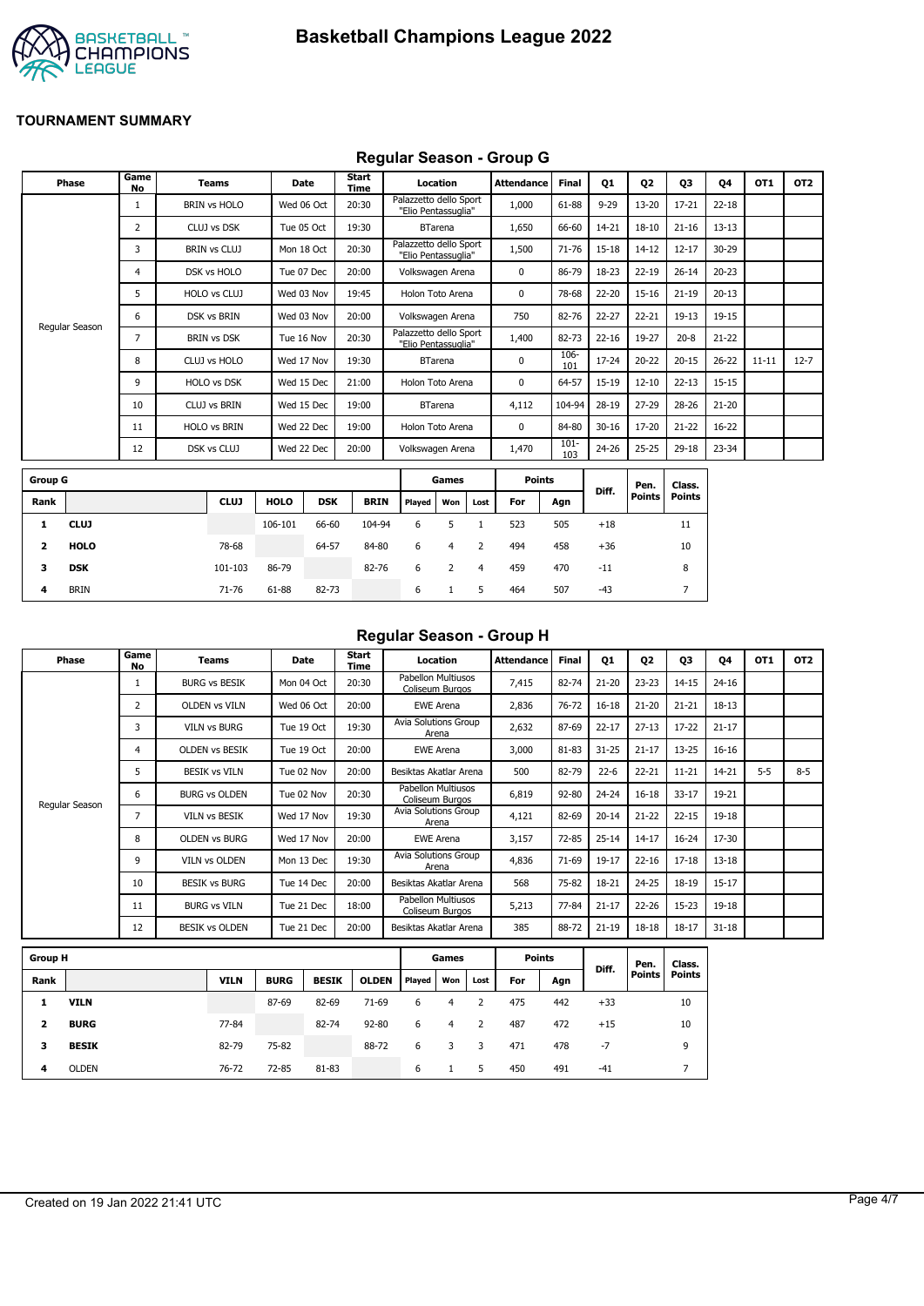# Basketball Champions League 2022

## TOURNAMENT SUMMARY

### Regular Season - Group G

| Phase | Game No | Teams | Date | Start Time | Location | Attendance | Final | Q1 | Q2 | Q3 | Q4 | OT1 | OT2 |
|---|---|---|---|---|---|---|---|---|---|---|---|---|---|
| Regular Season | 1 | BRIN vs HOLO | Wed 06 Oct | 20:30 | Palazzetto dello Sport "Elio Pentassuglia" | 1,000 | 61-88 | 9-29 | 13-20 | 17-21 | 22-18 | | |
| | 2 | CLUJ vs DSK | Tue 05 Oct | 19:30 | BTarena | 1,650 | 66-60 | 14-21 | 18-10 | 21-16 | 13-13 | | |
| | 3 | BRIN vs CLUJ | Mon 18 Oct | 20:30 | Palazzetto dello Sport "Elio Pentassuglia" | 1,500 | 71-76 | 15-18 | 14-12 | 12-17 | 30-29 | | |
| | 4 | DSK vs HOLO | Tue 07 Dec | 20:00 | Volkswagen Arena | 0 | 86-79 | 18-23 | 22-19 | 26-14 | 20-23 | | |
| | 5 | HOLO vs CLUJ | Wed 03 Nov | 19:45 | Holon Toto Arena | 0 | 78-68 | 22-20 | 15-16 | 21-19 | 20-13 | | |
| | 6 | DSK vs BRIN | Wed 03 Nov | 20:00 | Volkswagen Arena | 750 | 82-76 | 22-27 | 22-21 | 19-13 | 19-15 | | |
| | 7 | BRIN vs DSK | Tue 16 Nov | 20:30 | Palazzetto dello Sport "Elio Pentassuglia" | 1,400 | 82-73 | 22-16 | 19-27 | 20-8 | 21-22 | | |
| | 8 | CLUJ vs HOLO | Wed 17 Nov | 19:30 | BTarena | 0 | 106-101 | 17-24 | 20-22 | 20-15 | 26-22 | 11-11 | 12-7 |
| | 9 | HOLO vs DSK | Wed 15 Dec | 21:00 | Holon Toto Arena | 0 | 64-57 | 15-19 | 12-10 | 22-13 | 15-15 | | |
| | 10 | CLUJ vs BRIN | Wed 15 Dec | 19:00 | BTarena | 4,112 | 104-94 | 28-19 | 27-29 | 28-26 | 21-20 | | |
| | 11 | HOLO vs BRIN | Wed 22 Dec | 19:00 | Holon Toto Arena | 0 | 84-80 | 30-16 | 17-20 | 21-22 | 16-22 | | |
| | 12 | DSK vs CLUJ | Wed 22 Dec | 20:00 | Volkswagen Arena | 1,470 | 101-103 | 24-26 | 25-25 | 29-18 | 23-34 | | |

| Group G | | | | | | Games | | | Points | | Diff. | Pen. Points | Class. Points |
|---|---|---|---|---|---|---|---|---|---|---|---|---|---|
| Rank | | CLUJ | HOLO | DSK | BRIN | Played | Won | Lost | For | Agn | | | |
| 1 | **CLUJ** | | 106-101 | 66-60 | 104-94 | 6 | 5 | 1 | 523 | 505 | +18 | | 11 |
| 2 | **HOLO** | 78-68 | | 64-57 | 84-80 | 6 | 4 | 2 | 494 | 458 | +36 | | 10 |
| 3 | **DSK** | 101-103 | 86-79 | | 82-76 | 6 | 2 | 4 | 459 | 470 | -11 | | 8 |
| 4 | BRIN | 71-76 | 61-88 | 82-73 | | 6 | 1 | 5 | 464 | 507 | -43 | | 7 |

### Regular Season - Group H

| Phase | Game No | Teams | Date | Start Time | Location | Attendance | Final | Q1 | Q2 | Q3 | Q4 | OT1 | OT2 |
|---|---|---|---|---|---|---|---|---|---|---|---|---|---|
| Regular Season | 1 | BURG vs BESIK | Mon 04 Oct | 20:30 | Pabellon Multiusos Coliseum Burgos | 7,415 | 82-74 | 21-20 | 23-23 | 14-15 | 24-16 | | |
| | 2 | OLDEN vs VILN | Wed 06 Oct | 20:00 | EWE Arena | 2,836 | 76-72 | 16-18 | 21-20 | 21-21 | 18-13 | | |
| | 3 | VILN vs BURG | Tue 19 Oct | 19:30 | Avia Solutions Group Arena | 2,632 | 87-69 | 22-17 | 27-13 | 17-22 | 21-17 | | |
| | 4 | OLDEN vs BESIK | Tue 19 Oct | 20:00 | EWE Arena | 3,000 | 81-83 | 31-25 | 21-17 | 13-25 | 16-16 | | |
| | 5 | BESIK vs VILN | Tue 02 Nov | 20:00 | Besiktas Akatlar Arena | 500 | 82-79 | 22-6 | 22-21 | 11-21 | 14-21 | 5-5 | 8-5 |
| | 6 | BURG vs OLDEN | Tue 02 Nov | 20:30 | Pabellon Multiusos Coliseum Burgos | 6,819 | 92-80 | 24-24 | 16-18 | 33-17 | 19-21 | | |
| | 7 | VILN vs BESIK | Wed 17 Nov | 19:30 | Avia Solutions Group Arena | 4,121 | 82-69 | 20-14 | 21-22 | 22-15 | 19-18 | | |
| | 8 | OLDEN vs BURG | Wed 17 Nov | 20:00 | EWE Arena | 3,157 | 72-85 | 25-14 | 14-17 | 16-24 | 17-30 | | |
| | 9 | VILN vs OLDEN | Mon 13 Dec | 19:30 | Avia Solutions Group Arena | 4,836 | 71-69 | 19-17 | 22-16 | 17-18 | 13-18 | | |
| | 10 | BESIK vs BURG | Tue 14 Dec | 20:00 | Besiktas Akatlar Arena | 568 | 75-82 | 18-21 | 24-25 | 18-19 | 15-17 | | |
| | 11 | BURG vs VILN | Tue 21 Dec | 18:00 | Pabellon Multiusos Coliseum Burgos | 5,213 | 77-84 | 21-17 | 22-26 | 15-23 | 19-18 | | |
| | 12 | BESIK vs OLDEN | Tue 21 Dec | 20:00 | Besiktas Akatlar Arena | 385 | 88-72 | 21-19 | 18-18 | 18-17 | 31-18 | | |

| Group H | | | | | | Games | | | Points | | Diff. | Pen. Points | Class. Points |
|---|---|---|---|---|---|---|---|---|---|---|---|---|---|
| Rank | | VILN | BURG | BESIK | OLDEN | Played | Won | Lost | For | Agn | | | |
| 1 | **VILN** | | 87-69 | 82-69 | 71-69 | 6 | 4 | 2 | 475 | 442 | +33 | | 10 |
| 2 | **BURG** | 77-84 | | 82-74 | 92-80 | 6 | 4 | 2 | 487 | 472 | +15 | | 10 |
| 3 | **BESIK** | 82-79 | 75-82 | | 88-72 | 6 | 3 | 3 | 471 | 478 | -7 | | 9 |
| 4 | OLDEN | 76-72 | 72-85 | 81-83 | | 6 | 1 | 5 | 450 | 491 | -41 | | 7 |

Created on 19 Jan 2022 21:41 UTC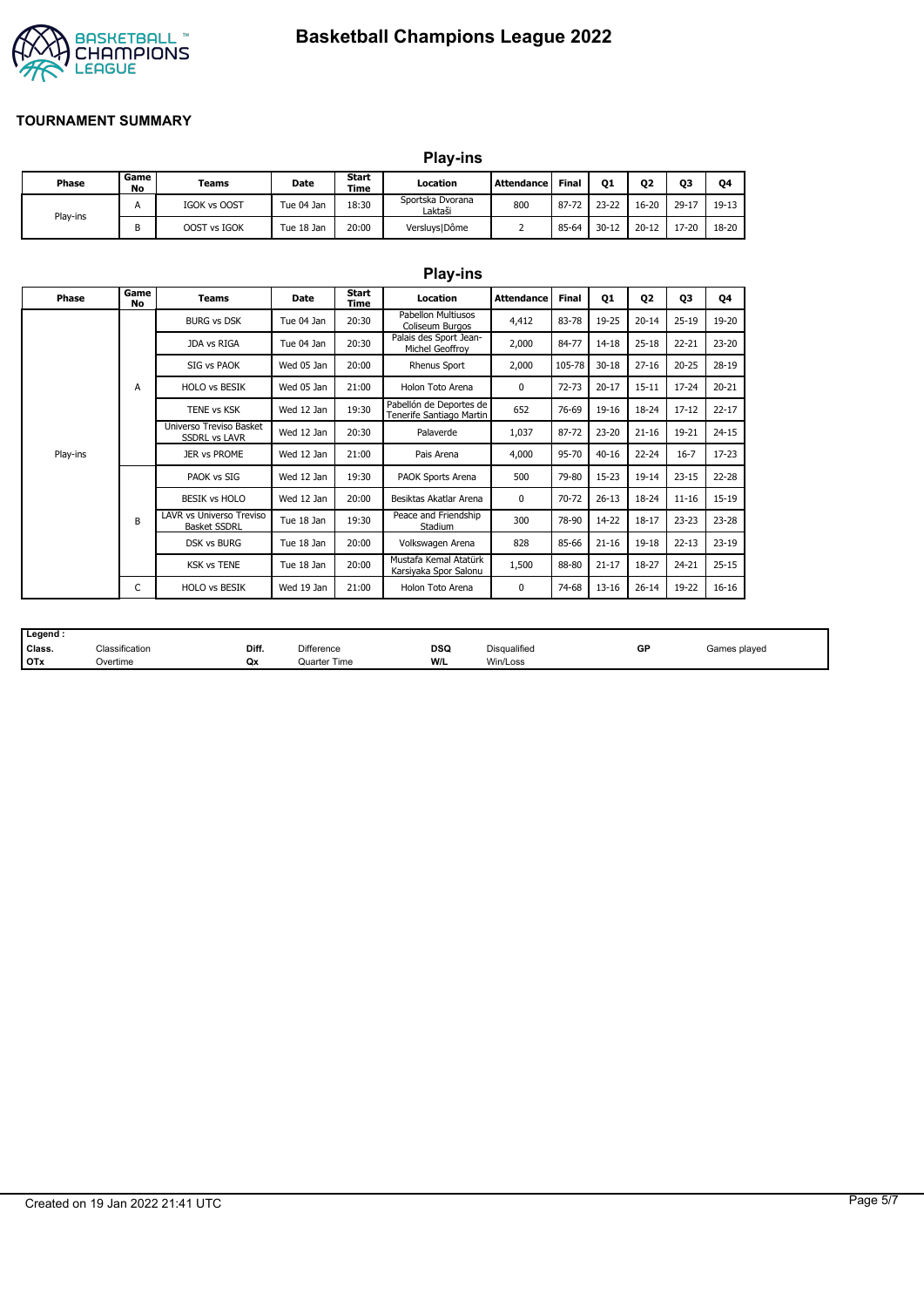# Basketball Champions League 2022

## TOURNAMENT SUMMARY

### Play-ins

| Phase | Game No | Teams | Date | Start Time | Location | Attendance | Final | Q1 | Q2 | Q3 | Q4 |
|---|---|---|---|---|---|---|---|---|---|---|---|
| Play-ins | A | IGOK vs OOST | Tue 04 Jan | 18:30 | Sportska Dvorana Laktaši | 800 | 87-72 | 23-22 | 16-20 | 29-17 | 19-13 |
| | B | OOST vs IGOK | Tue 18 Jan | 20:00 | Versluys\|Dôme | 2 | 85-64 | 30-12 | 20-12 | 17-20 | 18-20 |

### Play-ins

| Phase | Game No | Teams | Date | Start Time | Location | Attendance | Final | Q1 | Q2 | Q3 | Q4 |
|---|---|---|---|---|---|---|---|---|---|---|---|
| Play-ins | A | BURG vs DSK | Tue 04 Jan | 20:30 | Pabellon Multiusos Coliseum Burgos | 4,412 | 83-78 | 19-25 | 20-14 | 25-19 | 19-20 |
| | | JDA vs RIGA | Tue 04 Jan | 20:30 | Palais des Sport Jean-Michel Geoffroy | 2,000 | 84-77 | 14-18 | 25-18 | 22-21 | 23-20 |
| | | SIG vs PAOK | Wed 05 Jan | 20:00 | Rhenus Sport | 2,000 | 105-78 | 30-18 | 27-16 | 20-25 | 28-19 |
| | | HOLO vs BESIK | Wed 05 Jan | 21:00 | Holon Toto Arena | 0 | 72-73 | 20-17 | 15-11 | 17-24 | 20-21 |
| | | TENE vs KSK | Wed 12 Jan | 19:30 | Pabellón de Deportes de Tenerife Santiago Martin | 652 | 76-69 | 19-16 | 18-24 | 17-12 | 22-17 |
| | | Universo Treviso Basket SSDRL vs LAVR | Wed 12 Jan | 20:30 | Palaverde | 1,037 | 87-72 | 23-20 | 21-16 | 19-21 | 24-15 |
| | | JER vs PROME | Wed 12 Jan | 21:00 | Pais Arena | 4,000 | 95-70 | 40-16 | 22-24 | 16-7 | 17-23 |
| | B | PAOK vs SIG | Wed 12 Jan | 19:30 | PAOK Sports Arena | 500 | 79-80 | 15-23 | 19-14 | 23-15 | 22-28 |
| | | BESIK vs HOLO | Wed 12 Jan | 20:00 | Besiktas Akatlar Arena | 0 | 70-72 | 26-13 | 18-24 | 11-16 | 15-19 |
| | | LAVR vs Universo Treviso Basket SSDRL | Tue 18 Jan | 19:30 | Peace and Friendship Stadium | 300 | 78-90 | 14-22 | 18-17 | 23-23 | 23-28 |
| | | DSK vs BURG | Tue 18 Jan | 20:00 | Volkswagen Arena | 828 | 85-66 | 21-16 | 19-18 | 22-13 | 23-19 |
| | | KSK vs TENE | Tue 18 Jan | 20:00 | Mustafa Kemal Atatürk Karsiyaka Spor Salonu | 1,500 | 88-80 | 21-17 | 18-27 | 24-21 | 25-15 |
| | C | HOLO vs BESIK | Wed 19 Jan | 21:00 | Holon Toto Arena | 0 | 74-68 | 13-16 | 26-14 | 19-22 | 16-16 |

| Legend : | | | | | | | |
|---|---|---|---|---|---|---|---|
| Class. | Classification | Diff. | Difference | DSQ | Disqualified | GP | Games played |
| OTx | Overtime | Qx | Quarter Time | W/L | Win/Loss | | |

Created on 19 Jan 2022 21:41 UTC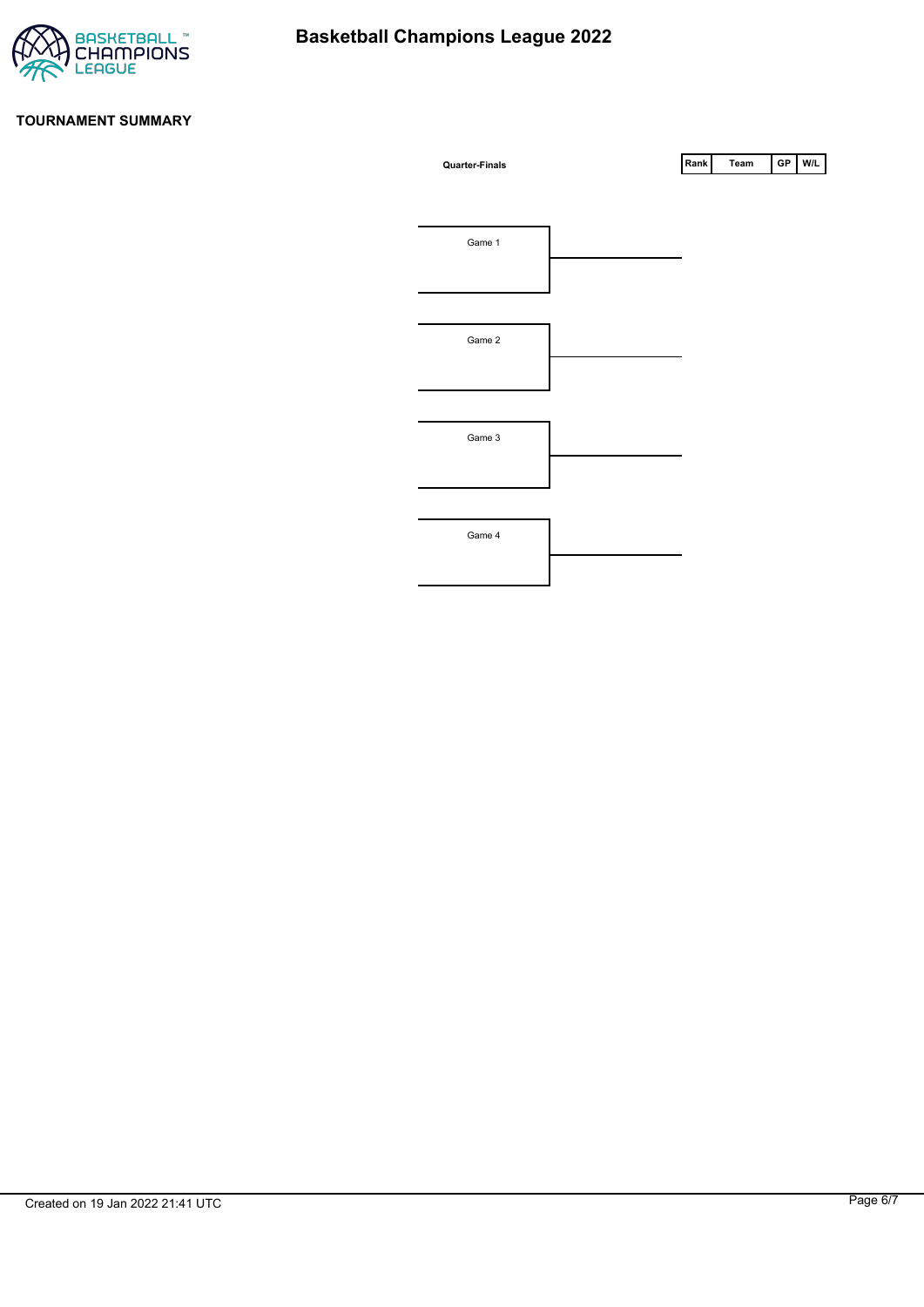## TOURNAMENT SUMMARY

**Quarter-Finals**

| Rank | Team | GP | W/L |
| --- | --- | --- | --- |

Game 1

Game 2

Game 3

Game 4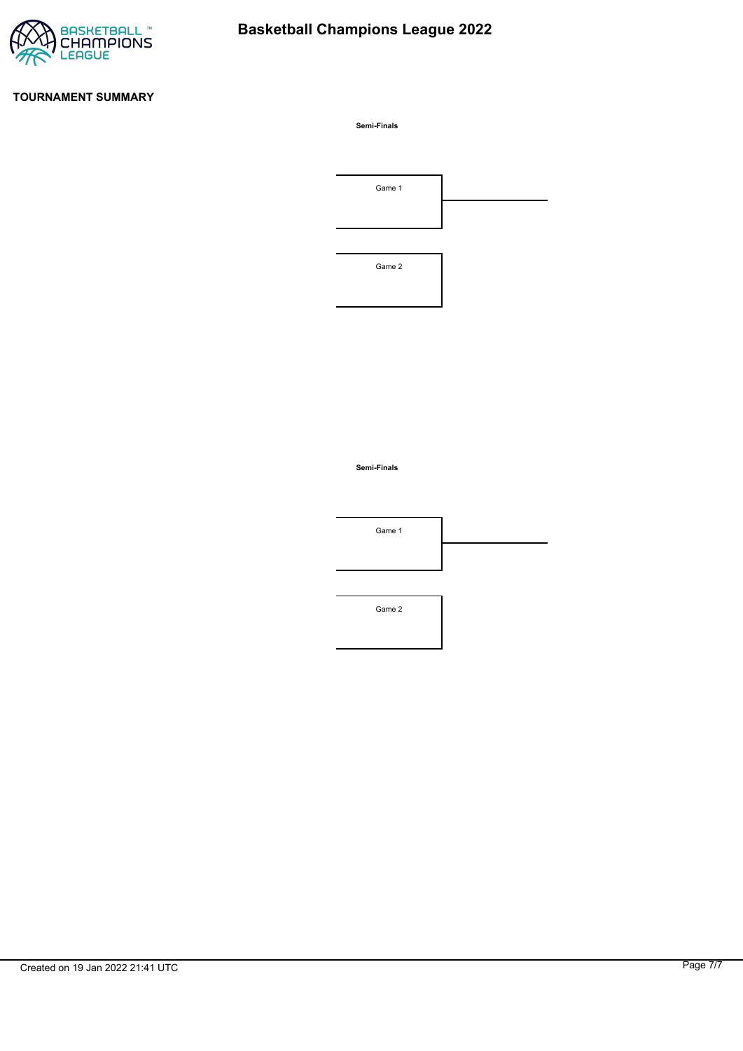**TOURNAMENT SUMMARY**

**Semi-Finals**

Game 1

Game 2

**Semi-Finals**

Game 1

Game 2